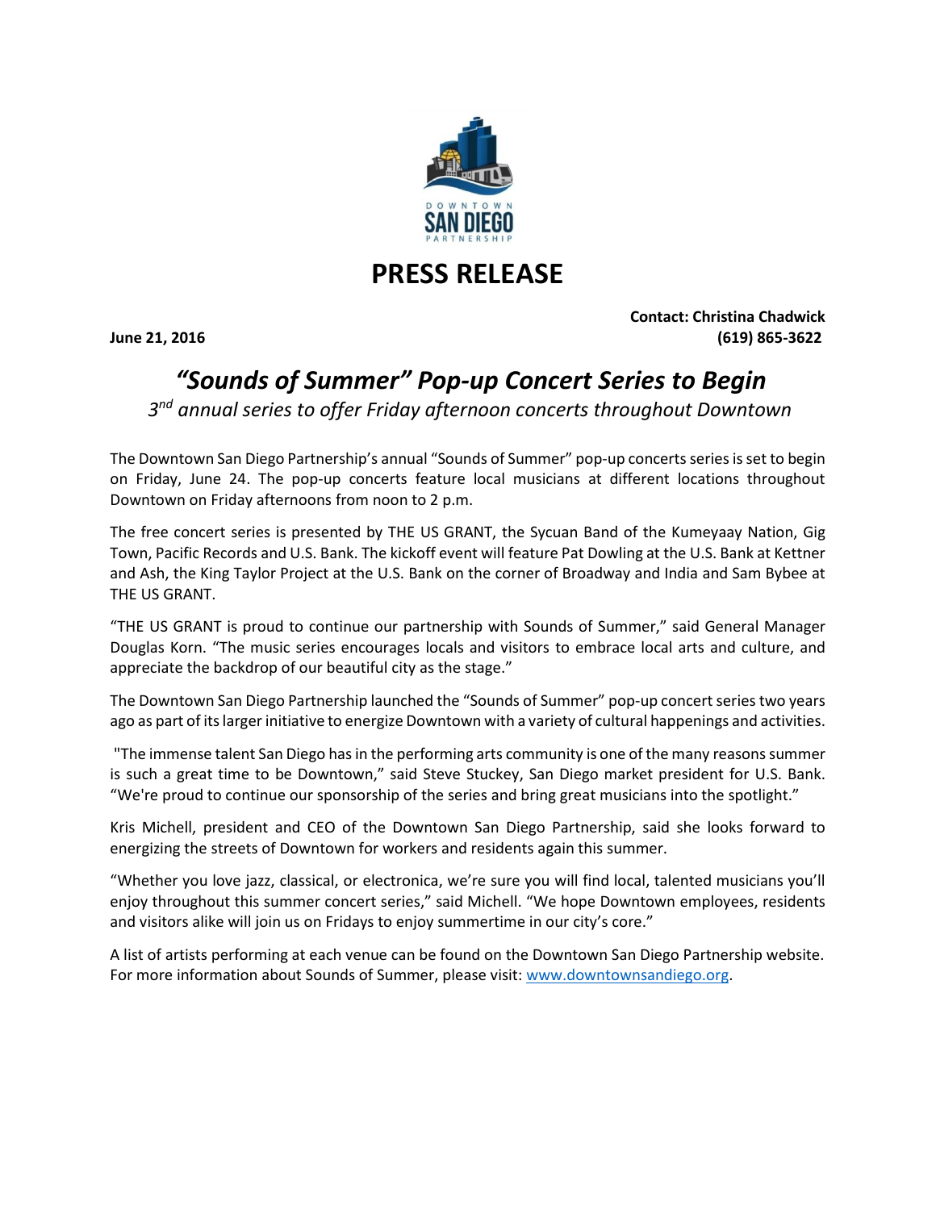# PRESS RELEASE

**Contact: Christina Chadwick**
**June 21, 2016** **(619) 865-3622**

## *"Sounds of Summer" Pop-up Concert Series to Begin*

*3rd annual series to offer Friday afternoon concerts throughout Downtown*

The Downtown San Diego Partnership's annual "Sounds of Summer" pop-up concerts series is set to begin on Friday, June 24. The pop-up concerts feature local musicians at different locations throughout Downtown on Friday afternoons from noon to 2 p.m.

The free concert series is presented by THE US GRANT, the Sycuan Band of the Kumeyaay Nation, Gig Town, Pacific Records and U.S. Bank. The kickoff event will feature Pat Dowling at the U.S. Bank at Kettner and Ash, the King Taylor Project at the U.S. Bank on the corner of Broadway and India and Sam Bybee at THE US GRANT.

"THE US GRANT is proud to continue our partnership with Sounds of Summer," said General Manager Douglas Korn. "The music series encourages locals and visitors to embrace local arts and culture, and appreciate the backdrop of our beautiful city as the stage."

The Downtown San Diego Partnership launched the "Sounds of Summer" pop-up concert series two years ago as part of its larger initiative to energize Downtown with a variety of cultural happenings and activities.

"The immense talent San Diego has in the performing arts community is one of the many reasons summer is such a great time to be Downtown," said Steve Stuckey, San Diego market president for U.S. Bank. "We're proud to continue our sponsorship of the series and bring great musicians into the spotlight."

Kris Michell, president and CEO of the Downtown San Diego Partnership, said she looks forward to energizing the streets of Downtown for workers and residents again this summer.

"Whether you love jazz, classical, or electronica, we're sure you will find local, talented musicians you'll enjoy throughout this summer concert series," said Michell. "We hope Downtown employees, residents and visitors alike will join us on Fridays to enjoy summertime in our city's core."

A list of artists performing at each venue can be found on the Downtown San Diego Partnership website. For more information about Sounds of Summer, please visit: [www.downtownsandiego.org](http://www.downtownsandiego.org).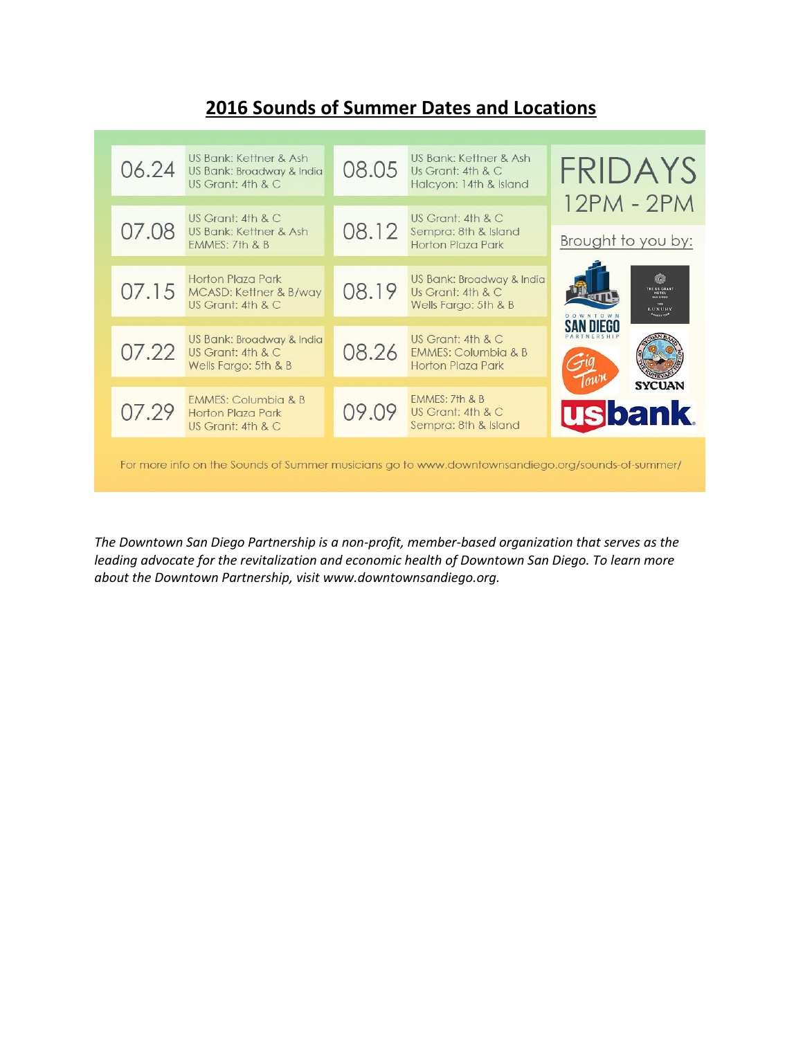# **2016 Sounds of Summer Dates and Locations**

| | | | |
|---|---|---|---|
| 06.24 | US Bank: Kettner & Ash<br>US Bank: Broadway & India<br>US Grant: 4th & C | 08.05 | US Bank: Kettner & Ash<br>Us Grant: 4th & C<br>Halcyon: 14th & Island |
| 07.08 | US Grant: 4th & C<br>US Bank: Kettner & Ash<br>EMMES: 7th & B | 08.12 | US Grant: 4th & C<br>Sempra: 8th & Island<br>Horton Plaza Park |
| 07.15 | Horton Plaza Park<br>MCASD: Kettner & B/way<br>US Grant: 4th & C | 08.19 | US Bank: Broadway & India<br>Us Grant: 4th & C<br>Wells Fargo: 5th & B |
| 07.22 | US Bank: Broadway & India<br>US Grant: 4th & C<br>Wells Fargo: 5th & B | 08.26 | US Grant: 4th & C<br>EMMES: Columbia & B<br>Horton Plaza Park |
| 07.29 | EMMES: Columbia & B<br>Horton Plaza Park<br>US Grant: 4th & C | 09.09 | EMMES: 7th & B<br>US Grant: 4th & C<br>Sempra: 8th & Island |

FRIDAYS
12PM - 2PM

Brought to you by:

DOWNTOWN SAN DIEGO PARTNERSHIP
THE US GRANT HOTEL SAN DIEGO THE LUXURY COLLECTION
Gig Tour
SYCUAN
usbank

For more info on the Sounds of Summer musicians go to www.downtownsandiego.org/sounds-of-summer/

*The Downtown San Diego Partnership is a non-profit, member-based organization that serves as the leading advocate for the revitalization and economic health of Downtown San Diego. To learn more about the Downtown Partnership, visit www.downtownsandiego.org.*